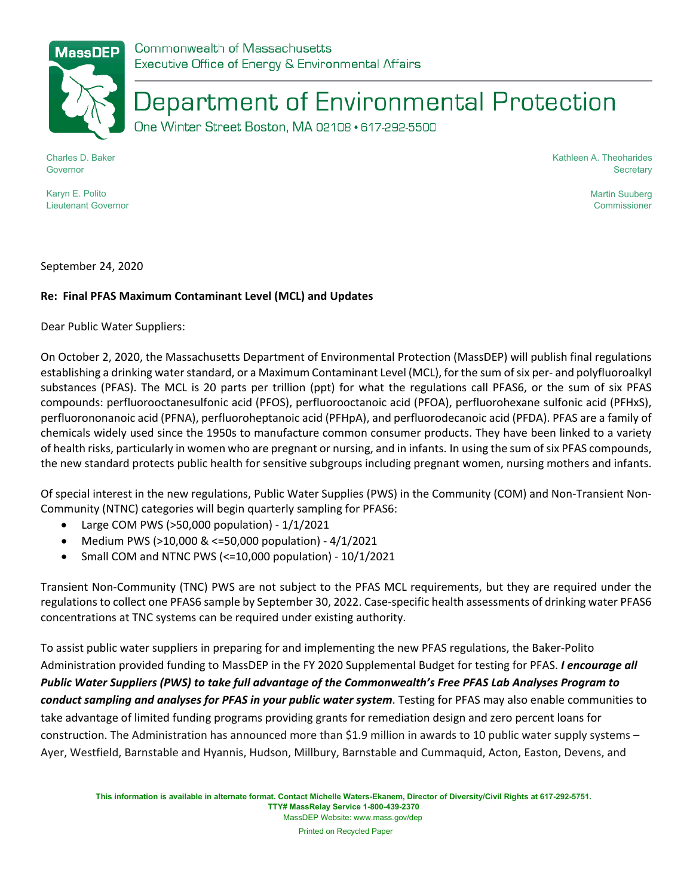Commonwealth of Massachusetts
Executive Office of Energy & Environmental Affairs

# Department of Environmental Protection

One Winter Street Boston, MA 02108 • 617-292-5500

Charles D. Baker
Governor

Karyn E. Polito
Lieutenant Governor

Kathleen A. Theoharides
Secretary

Martin Suuberg
Commissioner

September 24, 2020

**Re: Final PFAS Maximum Contaminant Level (MCL) and Updates**

Dear Public Water Suppliers:

On October 2, 2020, the Massachusetts Department of Environmental Protection (MassDEP) will publish final regulations establishing a drinking water standard, or a Maximum Contaminant Level (MCL), for the sum of six per- and polyfluoroalkyl substances (PFAS). The MCL is 20 parts per trillion (ppt) for what the regulations call PFAS6, or the sum of six PFAS compounds: perfluorooctanesulfonic acid (PFOS), perfluorooctanoic acid (PFOA), perfluorohexane sulfonic acid (PFHxS), perfluorononanoic acid (PFNA), perfluoroheptanoic acid (PFHpA), and perfluorodecanoic acid (PFDA). PFAS are a family of chemicals widely used since the 1950s to manufacture common consumer products. They have been linked to a variety of health risks, particularly in women who are pregnant or nursing, and in infants. In using the sum of six PFAS compounds, the new standard protects public health for sensitive subgroups including pregnant women, nursing mothers and infants.

Of special interest in the new regulations, Public Water Supplies (PWS) in the Community (COM) and Non-Transient Non-Community (NTNC) categories will begin quarterly sampling for PFAS6:

- Large COM PWS (>50,000 population) - 1/1/2021
- Medium PWS (>10,000 & <=50,000 population) - 4/1/2021
- Small COM and NTNC PWS (<=10,000 population) - 10/1/2021

Transient Non-Community (TNC) PWS are not subject to the PFAS MCL requirements, but they are required under the regulations to collect one PFAS6 sample by September 30, 2022. Case-specific health assessments of drinking water PFAS6 concentrations at TNC systems can be required under existing authority.

To assist public water suppliers in preparing for and implementing the new PFAS regulations, the Baker-Polito Administration provided funding to MassDEP in the FY 2020 Supplemental Budget for testing for PFAS. ***I encourage all Public Water Suppliers (PWS) to take full advantage of the Commonwealth's Free PFAS Lab Analyses Program to conduct sampling and analyses for PFAS in your public water system***. Testing for PFAS may also enable communities to take advantage of limited funding programs providing grants for remediation design and zero percent loans for construction. The Administration has announced more than $1.9 million in awards to 10 public water supply systems – Ayer, Westfield, Barnstable and Hyannis, Hudson, Millbury, Barnstable and Cummaquid, Acton, Easton, Devens, and

**This information is available in alternate format. Contact Michelle Waters-Ekanem, Director of Diversity/Civil Rights at 617-292-5751.**
**TTY# MassRelay Service 1-800-439-2370**
MassDEP Website: www.mass.gov/dep
Printed on Recycled Paper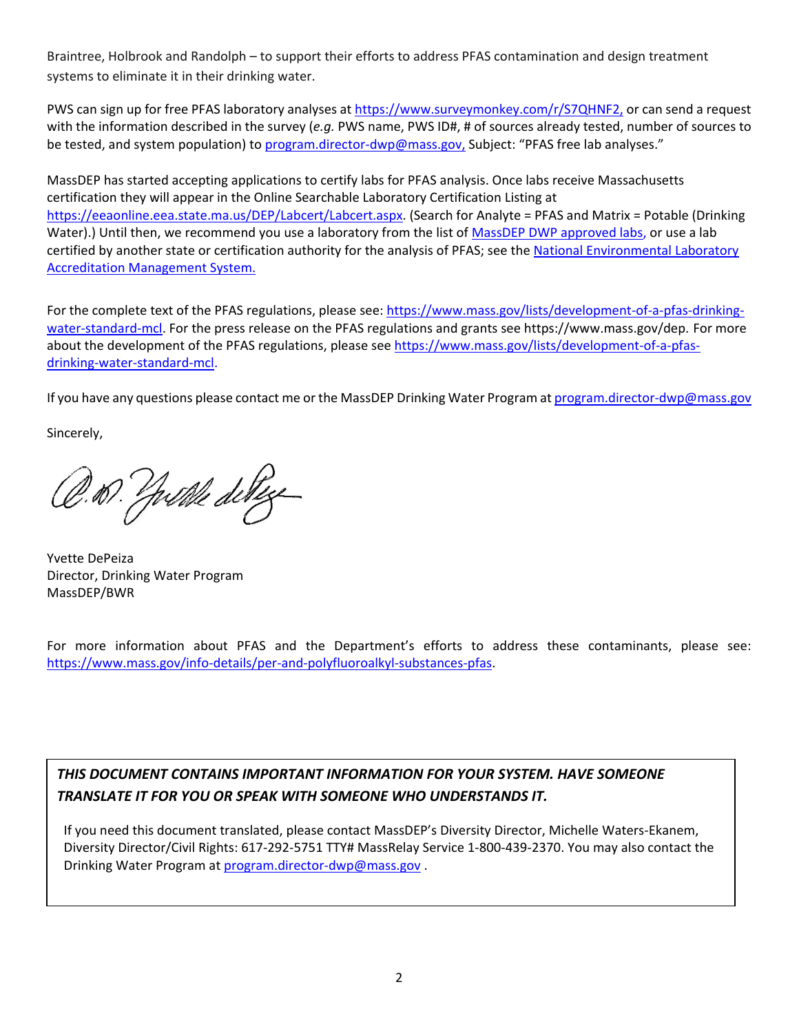Braintree, Holbrook and Randolph – to support their efforts to address PFAS contamination and design treatment systems to eliminate it in their drinking water.

PWS can sign up for free PFAS laboratory analyses at https://www.surveymonkey.com/r/S7QHNF2, or can send a request with the information described in the survey (*e.g.* PWS name, PWS ID#, # of sources already tested, number of sources to be tested, and system population) to program.director-dwp@mass.gov, Subject: "PFAS free lab analyses."

MassDEP has started accepting applications to certify labs for PFAS analysis. Once labs receive Massachusetts certification they will appear in the Online Searchable Laboratory Certification Listing at https://eeaonline.eea.state.ma.us/DEP/Labcert/Labcert.aspx. (Search for Analyte = PFAS and Matrix = Potable (Drinking Water).) Until then, we recommend you use a laboratory from the list of MassDEP DWP approved labs, or use a lab certified by another state or certification authority for the analysis of PFAS; see the National Environmental Laboratory Accreditation Management System.

For the complete text of the PFAS regulations, please see: https://www.mass.gov/lists/development-of-a-pfas-drinking-water-standard-mcl. For the press release on the PFAS regulations and grants see https://www.mass.gov/dep. For more about the development of the PFAS regulations, please see https://www.mass.gov/lists/development-of-a-pfas-drinking-water-standard-mcl.

If you have any questions please contact me or the MassDEP Drinking Water Program at program.director-dwp@mass.gov

Sincerely,

Yvette DePeiza
Director, Drinking Water Program
MassDEP/BWR

For more information about PFAS and the Department's efforts to address these contaminants, please see: https://www.mass.gov/info-details/per-and-polyfluoroalkyl-substances-pfas.

***THIS DOCUMENT CONTAINS IMPORTANT INFORMATION FOR YOUR SYSTEM. HAVE SOMEONE TRANSLATE IT FOR YOU OR SPEAK WITH SOMEONE WHO UNDERSTANDS IT.***

If you need this document translated, please contact MassDEP's Diversity Director, Michelle Waters-Ekanem, Diversity Director/Civil Rights: 617-292-5751 TTY# MassRelay Service 1-800-439-2370. You may also contact the Drinking Water Program at program.director-dwp@mass.gov .